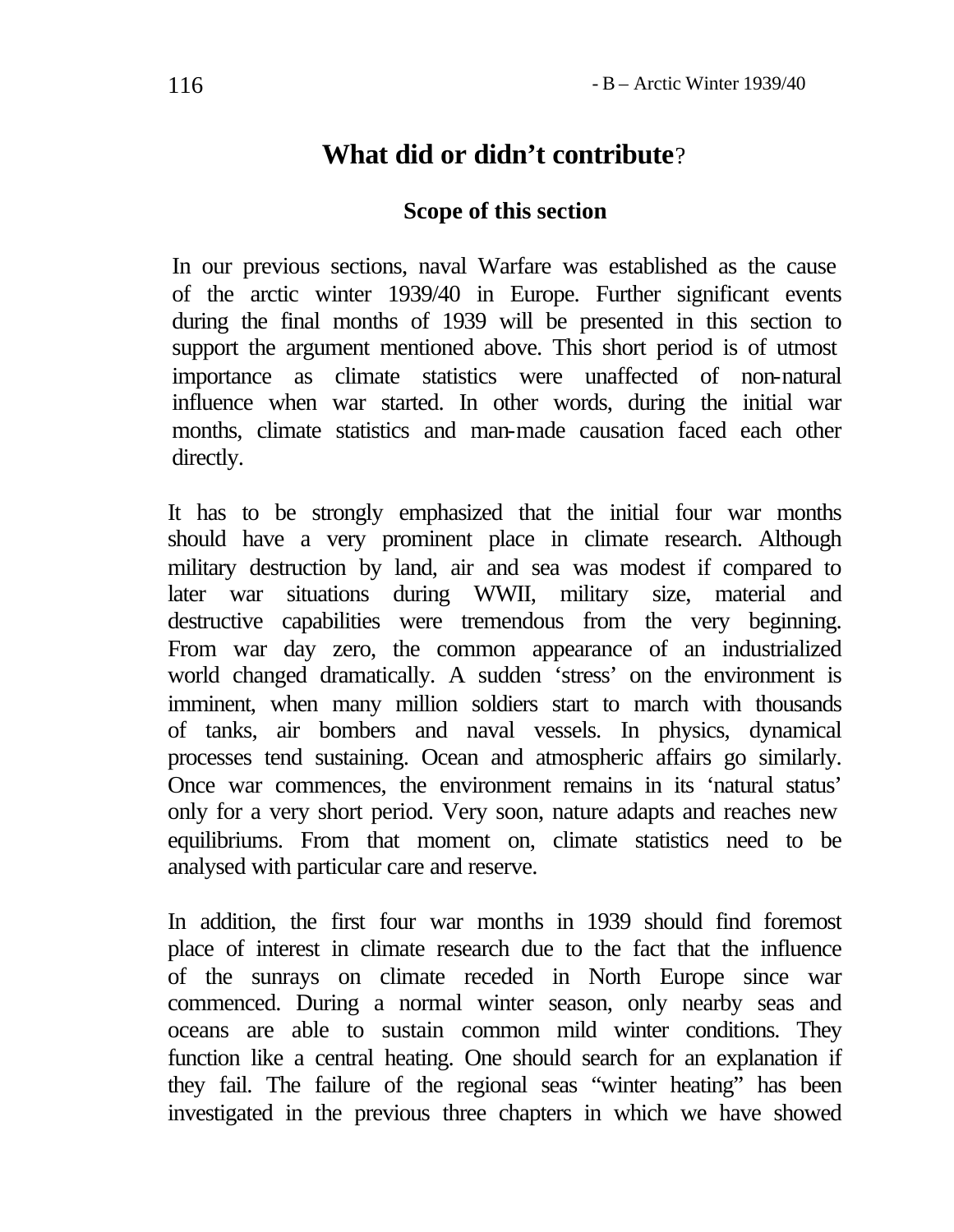# What did or didn't contribute?

## Scope of this section

In our previous sections, naval Warfare was established as the cause of the arctic winter 1939/40 in Europe. Further significant events during the final months of 1939 will be presented in this section to support the argument mentioned above. This short period is of utmost importance as climate statistics were unaffected of non-natural influence when war started. In other words, during the initial war months, climate statistics and man-made causation faced each other directly.

It has to be strongly emphasized that the initial four war months should have a very prominent place in climate research. Although military destruction by land, air and sea was modest if compared to later war situations during WWII, military size, material and destructive capabilities were tremendous from the very beginning. From war day zero, the common appearance of an industrialized world changed dramatically. A sudden 'stress' on the environment is imminent, when many million soldiers start to march with thousands of tanks, air bombers and naval vessels. In physics, dynamical processes tend sustaining. Ocean and atmospheric affairs go similarly. Once war commences, the environment remains in its 'natural status' only for a very short period. Very soon, nature adapts and reaches new equilibriums. From that moment on, climate statistics need to be analysed with particular care and reserve.

In addition, the first four war months in 1939 should find foremost place of interest in climate research due to the fact that the influence of the sunrays on climate receded in North Europe since war commenced. During a normal winter season, only nearby seas and oceans are able to sustain common mild winter conditions. They function like a central heating. One should search for an explanation if they fail. The failure of the regional seas "winter heating" has been investigated in the previous three chapters in which we have showed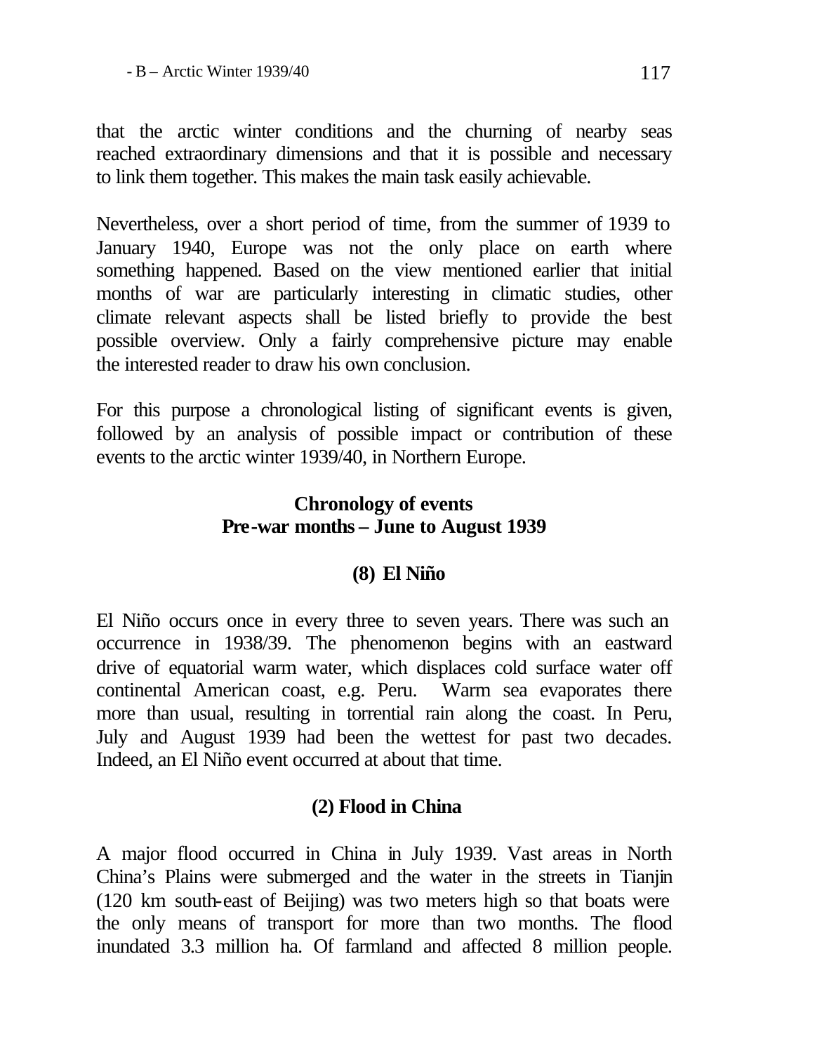that the arctic winter conditions and the churning of nearby seas reached extraordinary dimensions and that it is possible and necessary to link them together. This makes the main task easily achievable.

Nevertheless, over a short period of time, from the summer of 1939 to January 1940, Europe was not the only place on earth where something happened. Based on the view mentioned earlier that initial months of war are particularly interesting in climatic studies, other climate relevant aspects shall be listed briefly to provide the best possible overview. Only a fairly comprehensive picture may enable the interested reader to draw his own conclusion.

For this purpose a chronological listing of significant events is given, followed by an analysis of possible impact or contribution of these events to the arctic winter 1939/40, in Northern Europe.

## Chronology of events
## Pre-war months – June to August 1939

### (8) El Niño

El Niño occurs once in every three to seven years. There was such an occurrence in 1938/39. The phenomenon begins with an eastward drive of equatorial warm water, which displaces cold surface water off continental American coast, e.g. Peru. Warm sea evaporates there more than usual, resulting in torrential rain along the coast. In Peru, July and August 1939 had been the wettest for past two decades. Indeed, an El Niño event occurred at about that time.

### (2) Flood in China

A major flood occurred in China in July 1939. Vast areas in North China's Plains were submerged and the water in the streets in Tianjin (120 km south-east of Beijing) was two meters high so that boats were the only means of transport for more than two months. The flood inundated 3.3 million ha. Of farmland and affected 8 million people.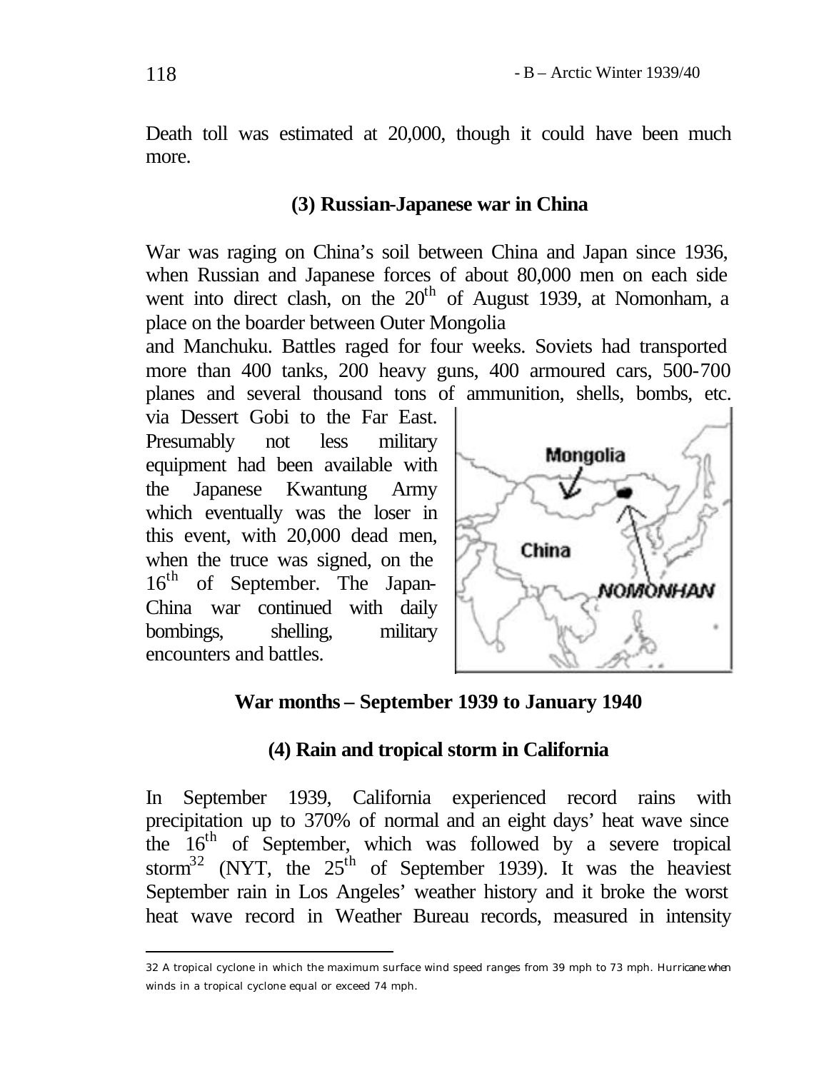Death toll was estimated at 20,000, though it could have been much more.

### (3) Russian-Japanese war in China

War was raging on China's soil between China and Japan since 1936, when Russian and Japanese forces of about 80,000 men on each side went into direct clash, on the 20th of August 1939, at Nomonham, a place on the boarder between Outer Mongolia and Manchuku. Battles raged for four weeks. Soviets had transported more than 400 tanks, 200 heavy guns, 400 armoured cars, 500-700 planes and several thousand tons of ammunition, shells, bombs, etc. via Dessert Gobi to the Far East. Presumably not less military equipment had been available with the Japanese Kwantung Army which eventually was the loser in this event, with 20,000 dead men, when the truce was signed, on the 16th of September. The Japan-China war continued with daily bombings, shelling, military encounters and battles.

## War months – September 1939 to January 1940

### (4) Rain and tropical storm in California

In September 1939, California experienced record rains with precipitation up to 370% of normal and an eight days' heat wave since the 16th of September, which was followed by a severe tropical storm[32] (NYT, the 25th of September 1939). It was the heaviest September rain in Los Angeles' weather history and it broke the worst heat wave record in Weather Bureau records, measured in intensity

---

32 A tropical cyclone in which the maximum surface wind speed ranges from 39 mph to 73 mph. Hurricane: when winds in a tropical cyclone equal or exceed 74 mph.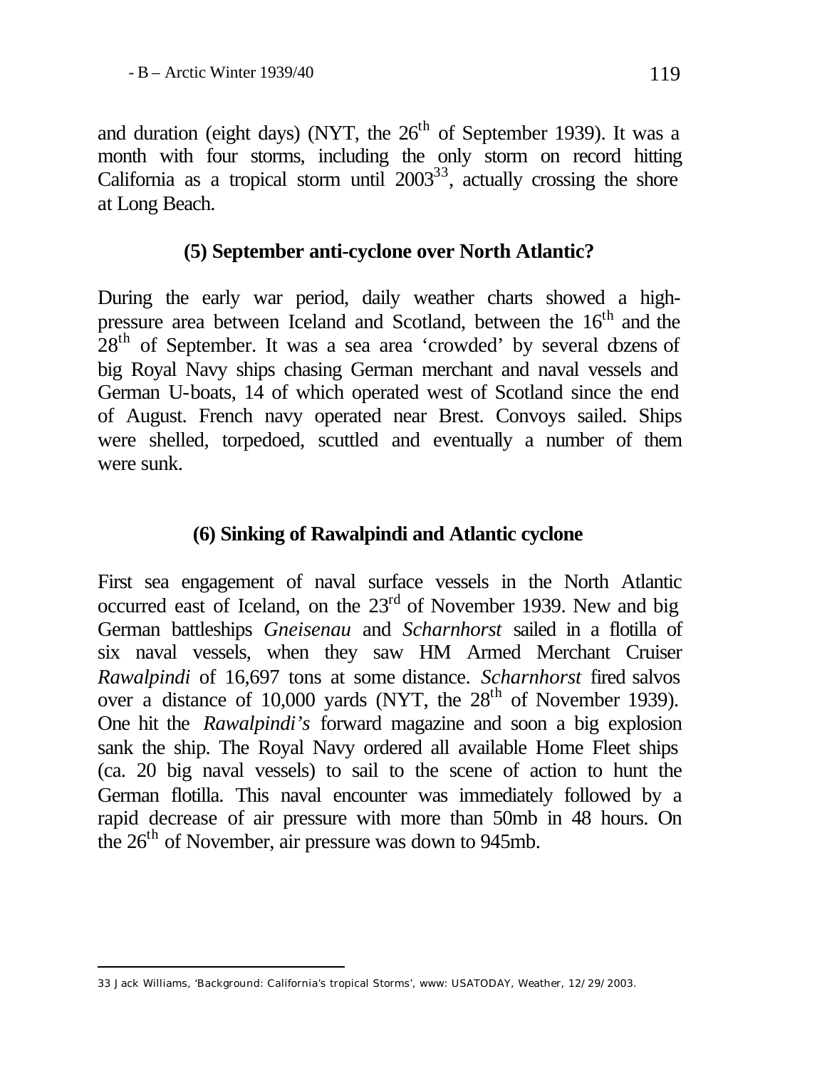and duration (eight days) (NYT, the 26th of September 1939). It was a month with four storms, including the only storm on record hitting California as a tropical storm until 2003[33], actually crossing the shore at Long Beach.

### (5) September anti-cyclone over North Atlantic?

During the early war period, daily weather charts showed a high-pressure area between Iceland and Scotland, between the 16th and the 28th of September. It was a sea area 'crowded' by several dozens of big Royal Navy ships chasing German merchant and naval vessels and German U-boats, 14 of which operated west of Scotland since the end of August. French navy operated near Brest. Convoys sailed. Ships were shelled, torpedoed, scuttled and eventually a number of them were sunk.

### (6) Sinking of Rawalpindi and Atlantic cyclone

First sea engagement of naval surface vessels in the North Atlantic occurred east of Iceland, on the 23rd of November 1939. New and big German battleships *Gneisenau* and *Scharnhorst* sailed in a flotilla of six naval vessels, when they saw HM Armed Merchant Cruiser *Rawalpindi* of 16,697 tons at some distance. *Scharnhorst* fired salvos over a distance of 10,000 yards (NYT, the 28th of November 1939). One hit the *Rawalpindi's* forward magazine and soon a big explosion sank the ship. The Royal Navy ordered all available Home Fleet ships (ca. 20 big naval vessels) to sail to the scene of action to hunt the German flotilla. This naval encounter was immediately followed by a rapid decrease of air pressure with more than 50mb in 48 hours. On the 26th of November, air pressure was down to 945mb.

---

33 Jack Williams, 'Background: California's tropical Storms', www: USATODAY, Weather, 12/29/2003.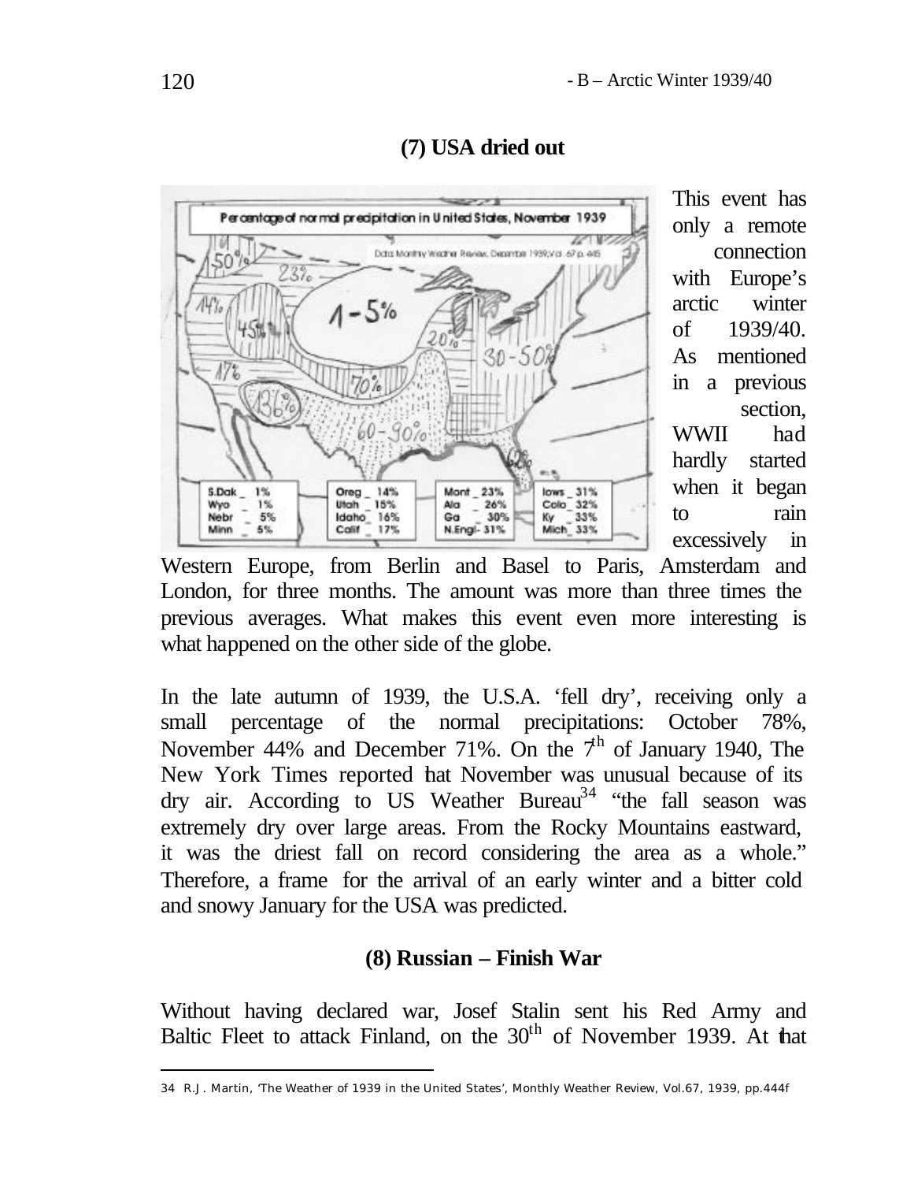## (7) USA dried out

This event has only a remote connection with Europe's arctic winter of 1939/40. As mentioned in a previous section, WWII had hardly started when it began to rain excessively in Western Europe, from Berlin and Basel to Paris, Amsterdam and London, for three months. The amount was more than three times the previous averages. What makes this event even more interesting is what happened on the other side of the globe.

In the late autumn of 1939, the U.S.A. 'fell dry', receiving only a small percentage of the normal precipitations: October 78%, November 44% and December 71%. On the 7th of January 1940, The New York Times reported that November was unusual because of its dry air. According to US Weather Bureau[34] "the fall season was extremely dry over large areas. From the Rocky Mountains eastward, it was the driest fall on record considering the area as a whole." Therefore, a frame for the arrival of an early winter and a bitter cold and snowy January for the USA was predicted.

## (8) Russian – Finish War

Without having declared war, Josef Stalin sent his Red Army and Baltic Fleet to attack Finland, on the 30th of November 1939. At that

---

34 R.J. Martin, 'The Weather of 1939 in the United States', Monthly Weather Review, Vol.67, 1939, pp.444f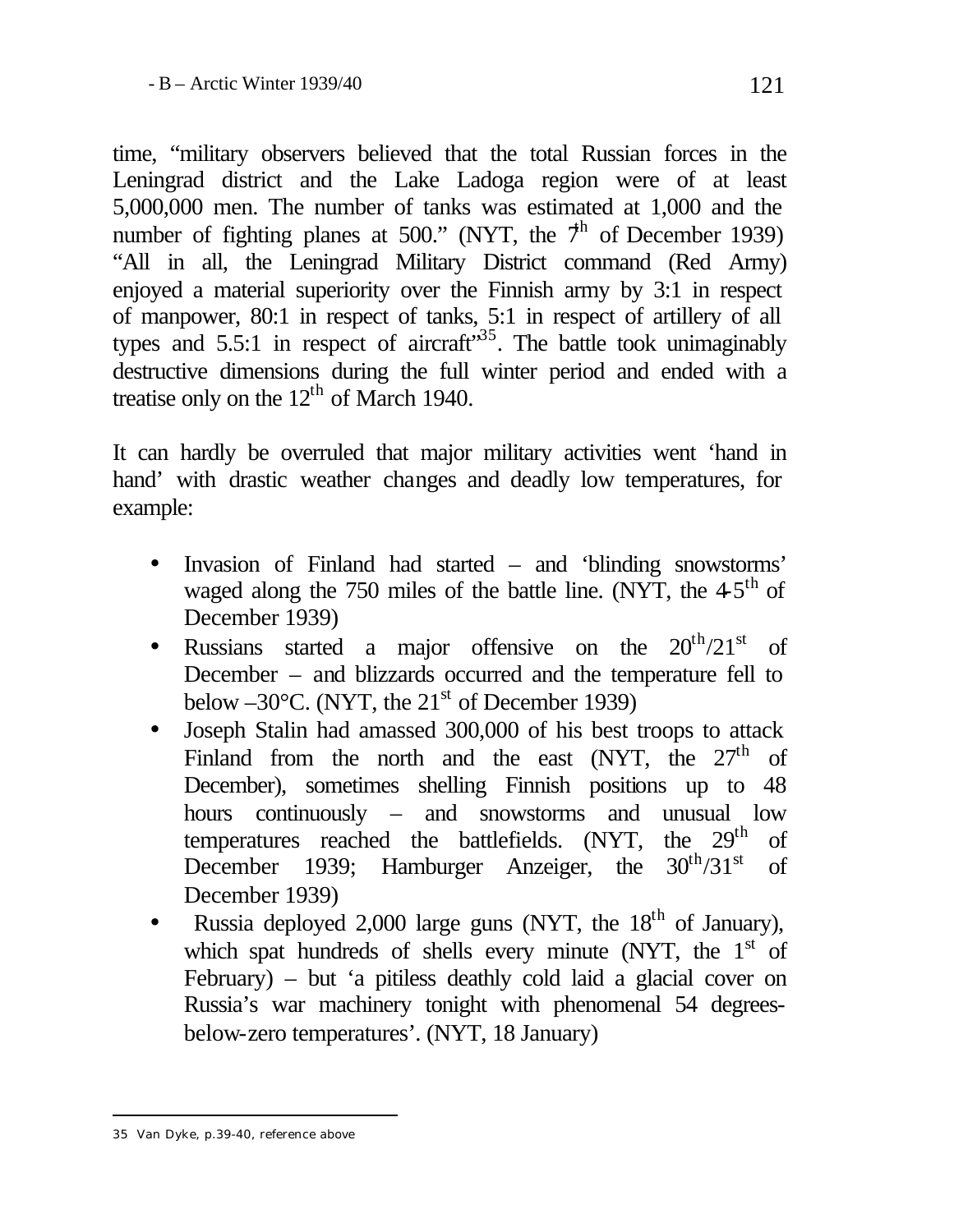time, "military observers believed that the total Russian forces in the Leningrad district and the Lake Ladoga region were of at least 5,000,000 men. The number of tanks was estimated at 1,000 and the number of fighting planes at 500." (NYT, the 7th of December 1939) "All in all, the Leningrad Military District command (Red Army) enjoyed a material superiority over the Finnish army by 3:1 in respect of manpower, 80:1 in respect of tanks, 5:1 in respect of artillery of all types and 5.5:1 in respect of aircraft"[35]. The battle took unimaginably destructive dimensions during the full winter period and ended with a treatise only on the 12th of March 1940.

It can hardly be overruled that major military activities went 'hand in hand' with drastic weather changes and deadly low temperatures, for example:

- Invasion of Finland had started – and 'blinding snowstorms' waged along the 750 miles of the battle line. (NYT, the 4-5th of December 1939)
- Russians started a major offensive on the 20th/21st of December – and blizzards occurred and the temperature fell to below –30°C. (NYT, the 21st of December 1939)
- Joseph Stalin had amassed 300,000 of his best troops to attack Finland from the north and the east (NYT, the 27th of December), sometimes shelling Finnish positions up to 48 hours continuously – and snowstorms and unusual low temperatures reached the battlefields. (NYT, the 29th of December 1939; Hamburger Anzeiger, the 30th/31st of December 1939)
- Russia deployed 2,000 large guns (NYT, the 18th of January), which spat hundreds of shells every minute (NYT, the 1st of February) – but 'a pitiless deathly cold laid a glacial cover on Russia's war machinery tonight with phenomenal 54 degrees-below-zero temperatures'. (NYT, 18 January)

---

35 Van Dyke, p.39-40, reference above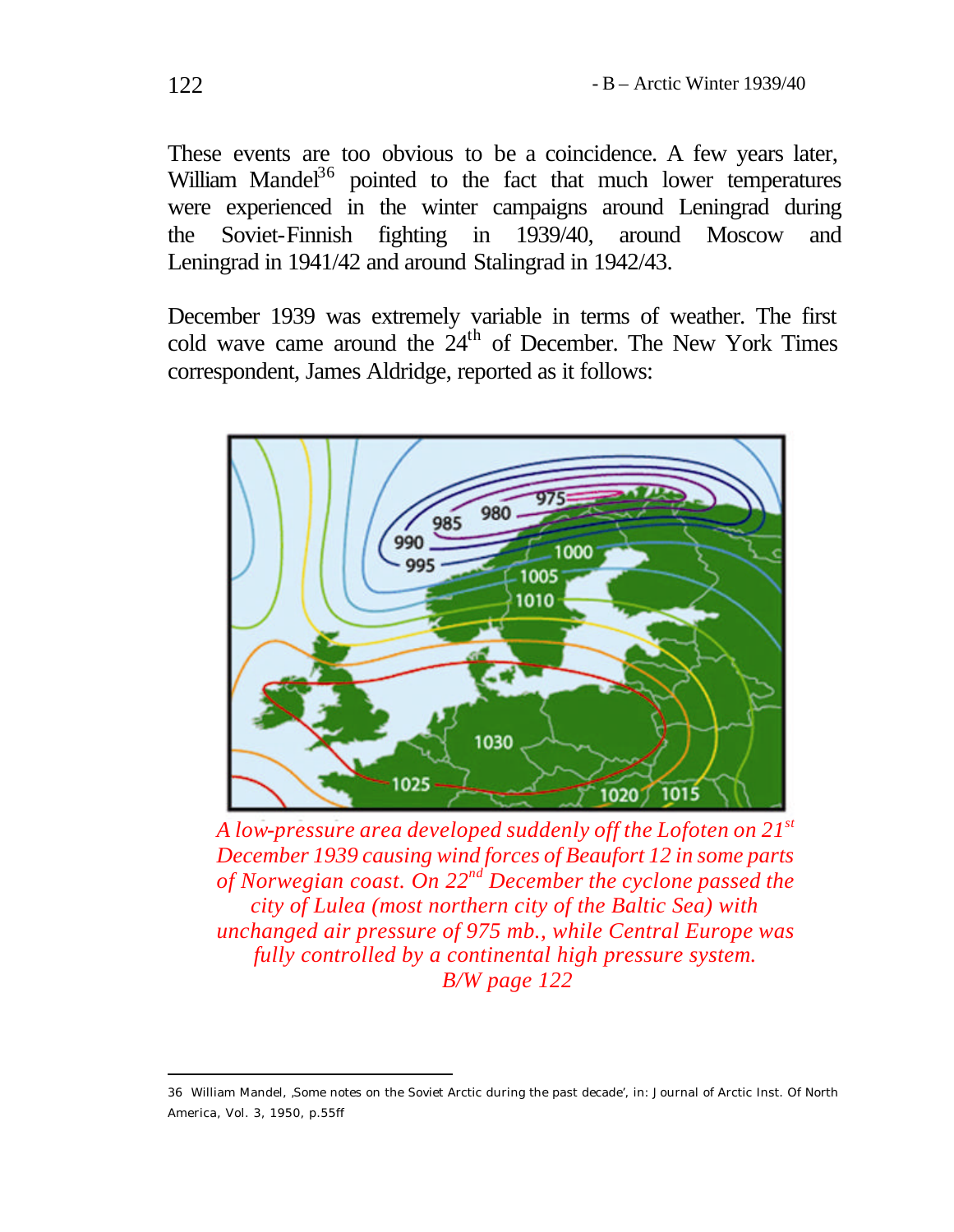These events are too obvious to be a coincidence. A few years later, William Mandel[36] pointed to the fact that much lower temperatures were experienced in the winter campaigns around Leningrad during the Soviet-Finnish fighting in 1939/40, around Moscow and Leningrad in 1941/42 and around Stalingrad in 1942/43.

December 1939 was extremely variable in terms of weather. The first cold wave came around the 24th of December. The New York Times correspondent, James Aldridge, reported as it follows:

*A low-pressure area developed suddenly off the Lofoten on 21st December 1939 causing wind forces of Beaufort 12 in some parts of Norwegian coast. On 22nd December the cyclone passed the city of Lulea (most northern city of the Baltic Sea) with unchanged air pressure of 975 mb., while Central Europe was fully controlled by a continental high pressure system.*
*B/W page 122*

---

36 William Mandel, ‚Some notes on the Soviet Arctic during the past decade', in: Journal of Arctic Inst. Of North America, Vol. 3, 1950, p.55ff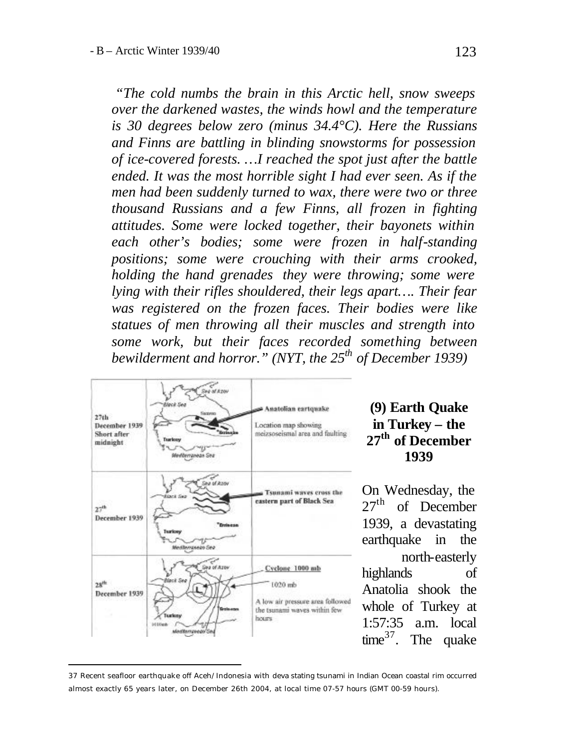*"The cold numbs the brain in this Arctic hell, snow sweeps over the darkened wastes, the winds howl and the temperature is 30 degrees below zero (minus 34.4°C). Here the Russians and Finns are battling in blinding snowstorms for possession of ice-covered forests. …I reached the spot just after the battle ended. It was the most horrible sight I had ever seen. As if the men had been suddenly turned to wax, there were two or three thousand Russians and a few Finns, all frozen in fighting attitudes. Some were locked together, their bayonets within each other's bodies; some were frozen in half-standing positions; some were crouching with their arms crooked, holding the hand grenades they were throwing; some were lying with their rifles shouldered, their legs apart…. Their fear was registered on the frozen faces. Their bodies were like statues of men throwing all their muscles and strength into some work, but their faces recorded something between bewilderment and horror." (NYT, the 25th of December 1939)*

| Date | Map | Description |
| --- | --- | --- |
| 27th December 1939 Short after midnight | Sea of Azov, Black Sea, Turkey, Erzincan, Mediterranean Sea | Anatolian eartquake. Location map showing meizsoseismal area and faulting |
| 27th December 1939 | Sea of Azov, Black Sea, Turkey, Erzincan, Mediterranean Sea | Tsunami waves cross the eastern part of Black Sea |
| 28th December 1939 | Sea of Azov, Black Sea, Turkey, Erzincan, Mediterranean Sea, 1010mb | Cyclone 1000 mb; 1020 mb. A low air pressure area followed the tsunami waves within few hours |

## (9) Earth Quake in Turkey – the 27th of December 1939

On Wednesday, the 27th of December 1939, a devastating earthquake in the north-easterly highlands of Anatolia shook the whole of Turkey at 1:57:35 a.m. local time[37]. The quake

---

[37] Recent seafloor earthquake off Aceh/Indonesia with devastating tsunami in Indian Ocean coastal rim occurred almost exactly 65 years later, on December 26th 2004, at local time 07-57 hours (GMT 00-59 hours).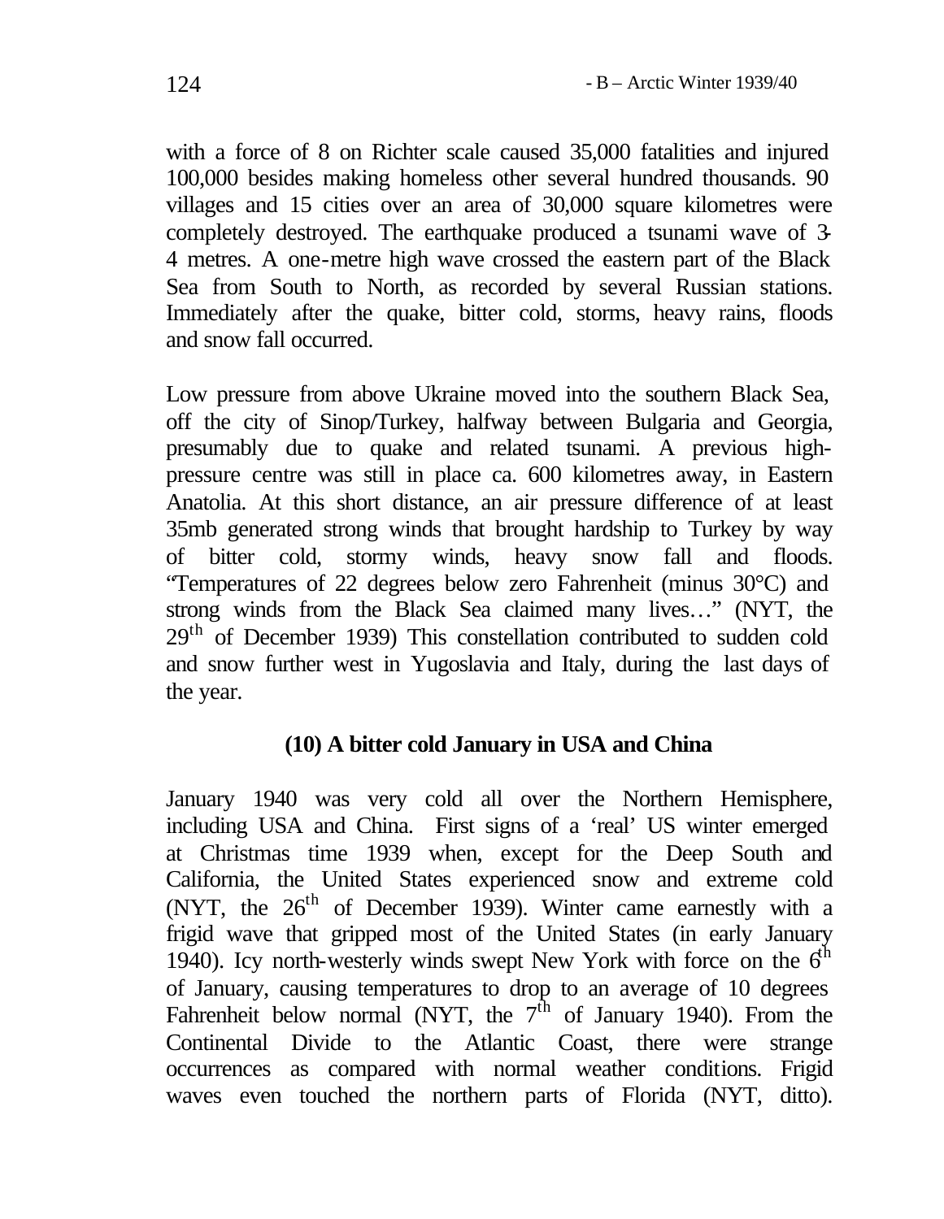with a force of 8 on Richter scale caused 35,000 fatalities and injured 100,000 besides making homeless other several hundred thousands. 90 villages and 15 cities over an area of 30,000 square kilometres were completely destroyed. The earthquake produced a tsunami wave of 3-4 metres. A one-metre high wave crossed the eastern part of the Black Sea from South to North, as recorded by several Russian stations. Immediately after the quake, bitter cold, storms, heavy rains, floods and snow fall occurred.

Low pressure from above Ukraine moved into the southern Black Sea, off the city of Sinop/Turkey, halfway between Bulgaria and Georgia, presumably due to quake and related tsunami. A previous high-pressure centre was still in place ca. 600 kilometres away, in Eastern Anatolia. At this short distance, an air pressure difference of at least 35mb generated strong winds that brought hardship to Turkey by way of bitter cold, stormy winds, heavy snow fall and floods. "Temperatures of 22 degrees below zero Fahrenheit (minus 30°C) and strong winds from the Black Sea claimed many lives…" (NYT, the 29th of December 1939) This constellation contributed to sudden cold and snow further west in Yugoslavia and Italy, during the last days of the year.

### (10) A bitter cold January in USA and China

January 1940 was very cold all over the Northern Hemisphere, including USA and China. First signs of a 'real' US winter emerged at Christmas time 1939 when, except for the Deep South and California, the United States experienced snow and extreme cold (NYT, the 26th of December 1939). Winter came earnestly with a frigid wave that gripped most of the United States (in early January 1940). Icy north-westerly winds swept New York with force on the 6th of January, causing temperatures to drop to an average of 10 degrees Fahrenheit below normal (NYT, the 7th of January 1940). From the Continental Divide to the Atlantic Coast, there were strange occurrences as compared with normal weather conditions. Frigid waves even touched the northern parts of Florida (NYT, ditto).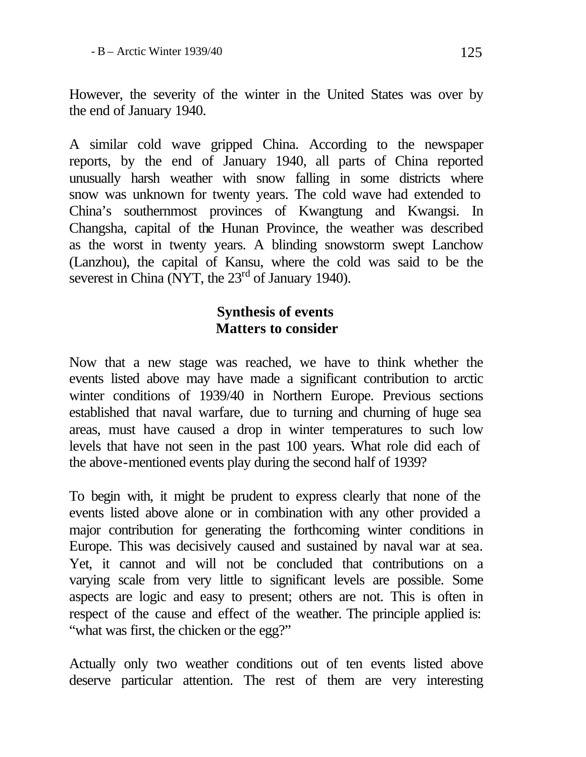However, the severity of the winter in the United States was over by the end of January 1940.

A similar cold wave gripped China. According to the newspaper reports, by the end of January 1940, all parts of China reported unusually harsh weather with snow falling in some districts where snow was unknown for twenty years. The cold wave had extended to China's southernmost provinces of Kwangtung and Kwangsi. In Changsha, capital of the Hunan Province, the weather was described as the worst in twenty years. A blinding snowstorm swept Lanchow (Lanzhou), the capital of Kansu, where the cold was said to be the severest in China (NYT, the 23rd of January 1940).

## Synthesis of events
## Matters to consider

Now that a new stage was reached, we have to think whether the events listed above may have made a significant contribution to arctic winter conditions of 1939/40 in Northern Europe. Previous sections established that naval warfare, due to turning and churning of huge sea areas, must have caused a drop in winter temperatures to such low levels that have not seen in the past 100 years. What role did each of the above-mentioned events play during the second half of 1939?

To begin with, it might be prudent to express clearly that none of the events listed above alone or in combination with any other provided a major contribution for generating the forthcoming winter conditions in Europe. This was decisively caused and sustained by naval war at sea. Yet, it cannot and will not be concluded that contributions on a varying scale from very little to significant levels are possible. Some aspects are logic and easy to present; others are not. This is often in respect of the cause and effect of the weather. The principle applied is: "what was first, the chicken or the egg?"

Actually only two weather conditions out of ten events listed above deserve particular attention. The rest of them are very interesting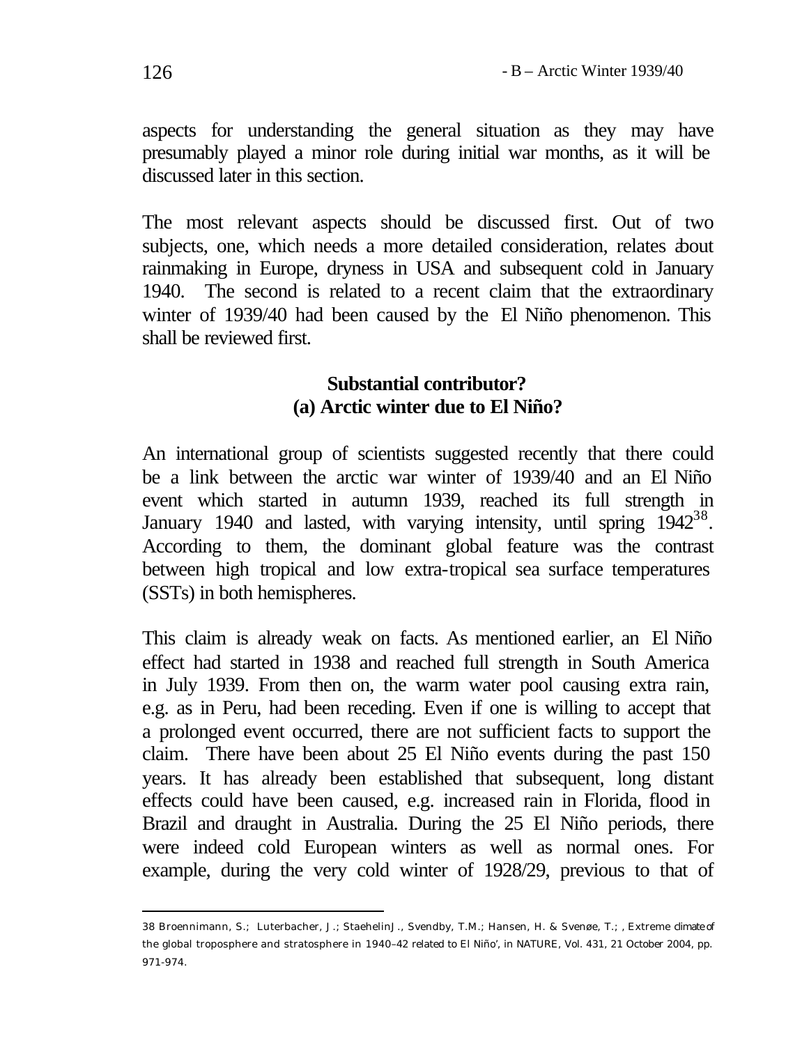aspects for understanding the general situation as they may have presumably played a minor role during initial war months, as it will be discussed later in this section.

The most relevant aspects should be discussed first. Out of two subjects, one, which needs a more detailed consideration, relates about rainmaking in Europe, dryness in USA and subsequent cold in January 1940. The second is related to a recent claim that the extraordinary winter of 1939/40 had been caused by the El Niño phenomenon. This shall be reviewed first.

### Substantial contributor?
### (a) Arctic winter due to El Niño?

An international group of scientists suggested recently that there could be a link between the arctic war winter of 1939/40 and an El Niño event which started in autumn 1939, reached its full strength in January 1940 and lasted, with varying intensity, until spring 1942[38]. According to them, the dominant global feature was the contrast between high tropical and low extra-tropical sea surface temperatures (SSTs) in both hemispheres.

This claim is already weak on facts. As mentioned earlier, an El Niño effect had started in 1938 and reached full strength in South America in July 1939. From then on, the warm water pool causing extra rain, e.g. as in Peru, had been receding. Even if one is willing to accept that a prolonged event occurred, there are not sufficient facts to support the claim. There have been about 25 El Niño events during the past 150 years. It has already been established that subsequent, long distant effects could have been caused, e.g. increased rain in Florida, flood in Brazil and draught in Australia. During the 25 El Niño periods, there were indeed cold European winters as well as normal ones. For example, during the very cold winter of 1928/29, previous to that of

---

38 Broennimann, S.; Luterbacher, J.; Staehelin J., Svendby, T.M.; Hansen, H. & Svenøe, T.; , Extreme climate of the global troposphere and stratosphere in 1940–42 related to El Niño', in NATURE, Vol. 431, 21 October 2004, pp. 971-974.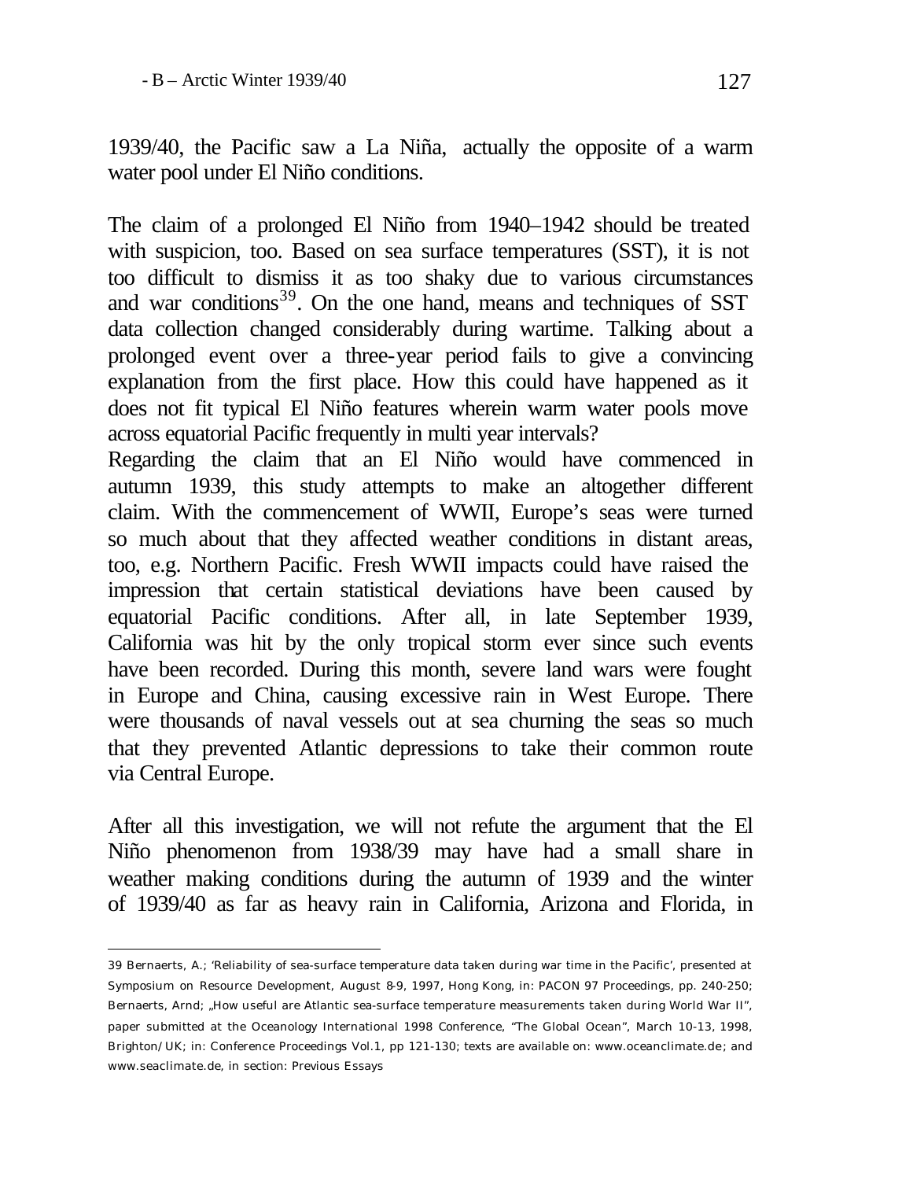1939/40, the Pacific saw a La Niña, actually the opposite of a warm water pool under El Niño conditions.

The claim of a prolonged El Niño from 1940–1942 should be treated with suspicion, too. Based on sea surface temperatures (SST), it is not too difficult to dismiss it as too shaky due to various circumstances and war conditions[39]. On the one hand, means and techniques of SST data collection changed considerably during wartime. Talking about a prolonged event over a three-year period fails to give a convincing explanation from the first place. How this could have happened as it does not fit typical El Niño features wherein warm water pools move across equatorial Pacific frequently in multi year intervals?

Regarding the claim that an El Niño would have commenced in autumn 1939, this study attempts to make an altogether different claim. With the commencement of WWII, Europe's seas were turned so much about that they affected weather conditions in distant areas, too, e.g. Northern Pacific. Fresh WWII impacts could have raised the impression that certain statistical deviations have been caused by equatorial Pacific conditions. After all, in late September 1939, California was hit by the only tropical storm ever since such events have been recorded. During this month, severe land wars were fought in Europe and China, causing excessive rain in West Europe. There were thousands of naval vessels out at sea churning the seas so much that they prevented Atlantic depressions to take their common route via Central Europe.

After all this investigation, we will not refute the argument that the El Niño phenomenon from 1938/39 may have had a small share in weather making conditions during the autumn of 1939 and the winter of 1939/40 as far as heavy rain in California, Arizona and Florida, in

---

39 Bernaerts, A.; 'Reliability of sea-surface temperature data taken during war time in the Pacific', presented at Symposium on Resource Development, August 8-9, 1997, Hong Kong, in: PACON 97 Proceedings, pp. 240-250; Bernaerts, Arnd; „How useful are Atlantic sea-surface temperature measurements taken during World War II", paper submitted at the Oceanology International 1998 Conference, "The Global Ocean", March 10-13, 1998, Brighton/UK; in: Conference Proceedings Vol.1, pp 121-130; texts are available on: www.oceanclimate.de; and www.seaclimate.de, in section: Previous Essays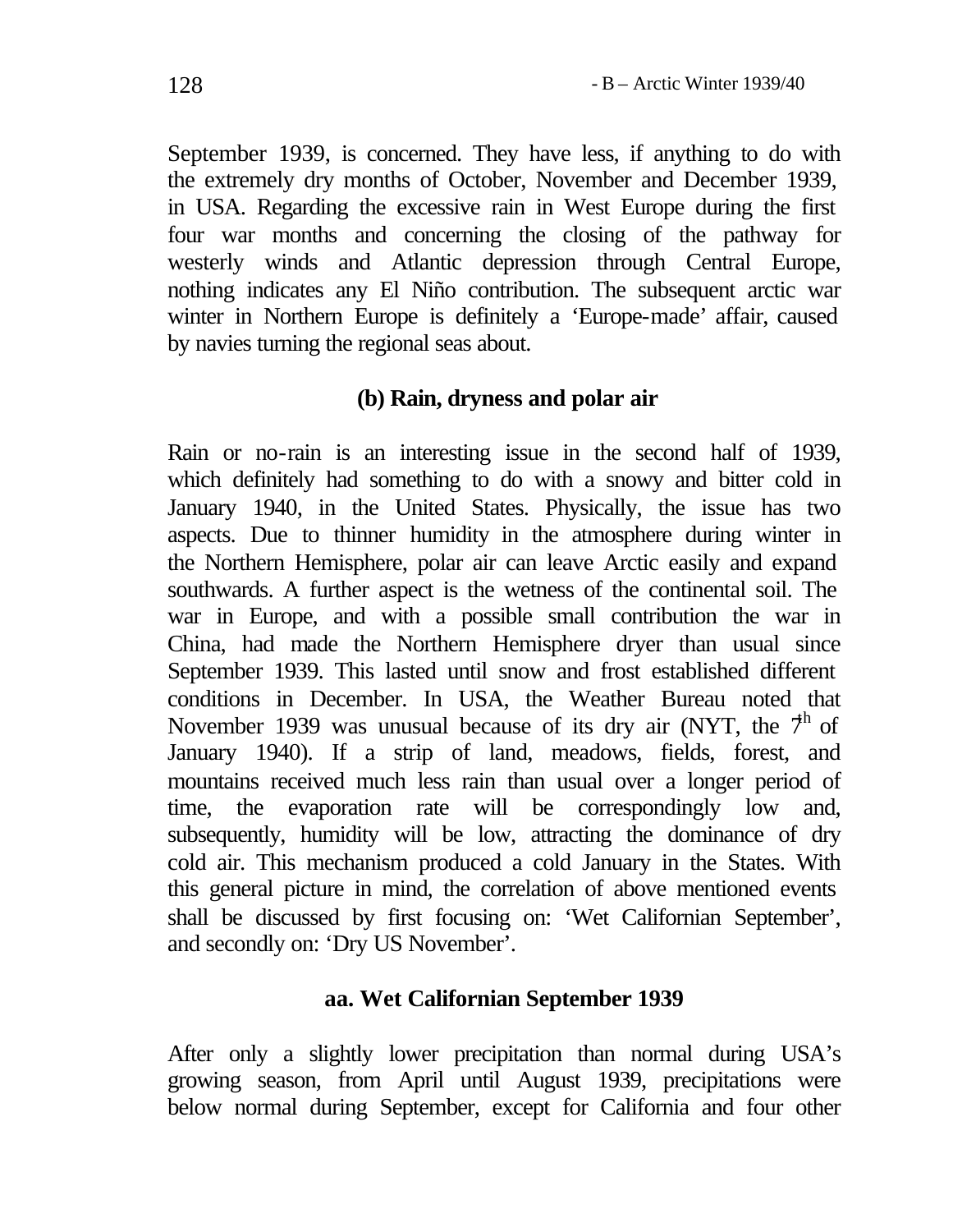September 1939, is concerned. They have less, if anything to do with the extremely dry months of October, November and December 1939, in USA. Regarding the excessive rain in West Europe during the first four war months and concerning the closing of the pathway for westerly winds and Atlantic depression through Central Europe, nothing indicates any El Niño contribution. The subsequent arctic war winter in Northern Europe is definitely a 'Europe-made' affair, caused by navies turning the regional seas about.

### (b) Rain, dryness and polar air

Rain or no-rain is an interesting issue in the second half of 1939, which definitely had something to do with a snowy and bitter cold in January 1940, in the United States. Physically, the issue has two aspects. Due to thinner humidity in the atmosphere during winter in the Northern Hemisphere, polar air can leave Arctic easily and expand southwards. A further aspect is the wetness of the continental soil. The war in Europe, and with a possible small contribution the war in China, had made the Northern Hemisphere dryer than usual since September 1939. This lasted until snow and frost established different conditions in December. In USA, the Weather Bureau noted that November 1939 was unusual because of its dry air (NYT, the 7th of January 1940). If a strip of land, meadows, fields, forest, and mountains received much less rain than usual over a longer period of time, the evaporation rate will be correspondingly low and, subsequently, humidity will be low, attracting the dominance of dry cold air. This mechanism produced a cold January in the States. With this general picture in mind, the correlation of above mentioned events shall be discussed by first focusing on: 'Wet Californian September', and secondly on: 'Dry US November'.

#### aa. Wet Californian September 1939

After only a slightly lower precipitation than normal during USA's growing season, from April until August 1939, precipitations were below normal during September, except for California and four other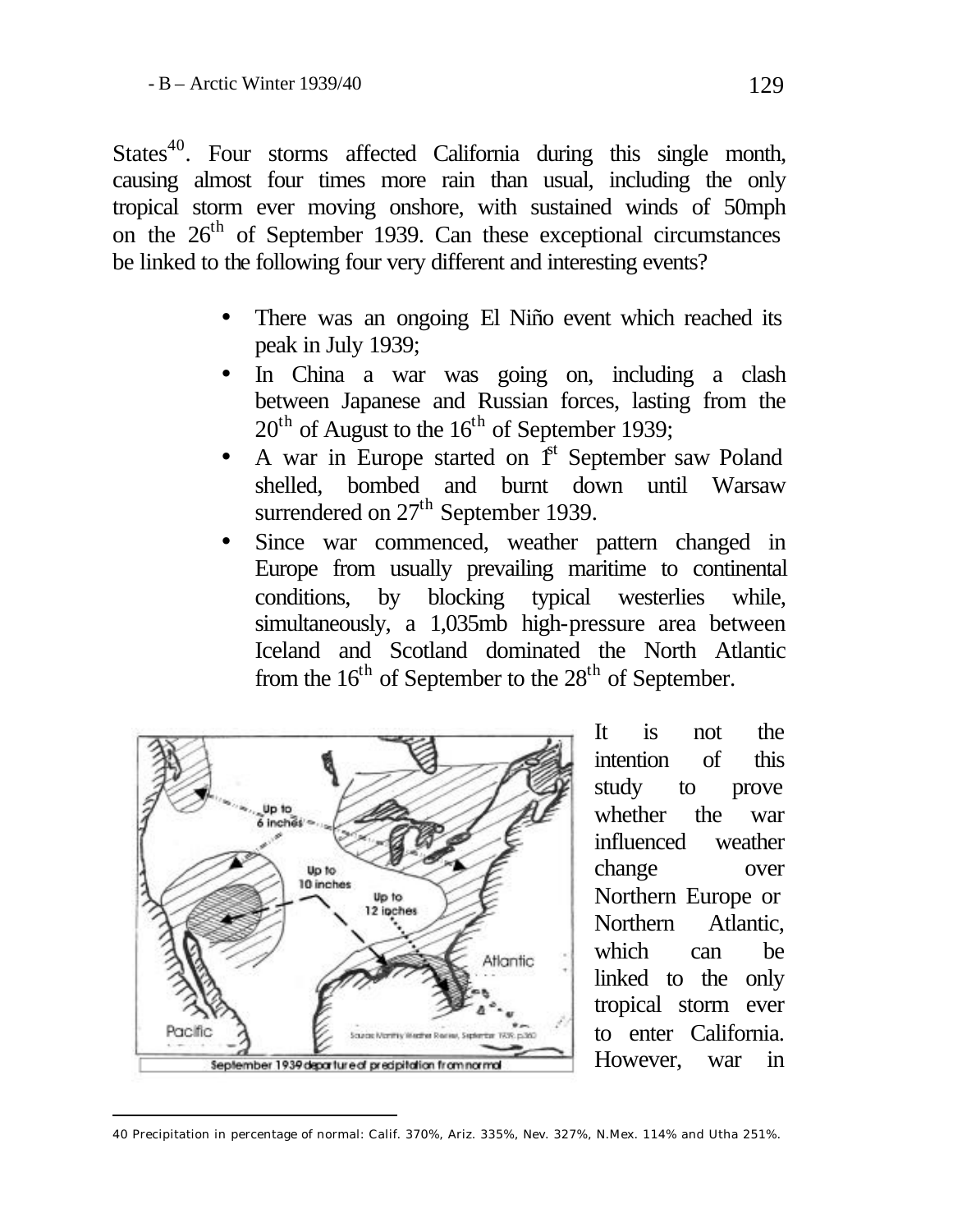States[40]. Four storms affected California during this single month, causing almost four times more rain than usual, including the only tropical storm ever moving onshore, with sustained winds of 50mph on the 26th of September 1939. Can these exceptional circumstances be linked to the following four very different and interesting events?

- There was an ongoing El Niño event which reached its peak in July 1939;
- In China a war was going on, including a clash between Japanese and Russian forces, lasting from the 20th of August to the 16th of September 1939;
- A war in Europe started on 1st September saw Poland shelled, bombed and burnt down until Warsaw surrendered on 27th September 1939.
- Since war commenced, weather pattern changed in Europe from usually prevailing maritime to continental conditions, by blocking typical westerlies while, simultaneously, a 1,035mb high-pressure area between Iceland and Scotland dominated the North Atlantic from the 16th of September to the 28th of September.

September 1939 departure of precipitation from normal

It is not the intention of this study to prove whether the war influenced weather change over Northern Europe or Northern Atlantic, which can be linked to the only tropical storm ever to enter California. However, war in

40 Precipitation in percentage of normal: Calif. 370%, Ariz. 335%, Nev. 327%, N.Mex. 114% and Utha 251%.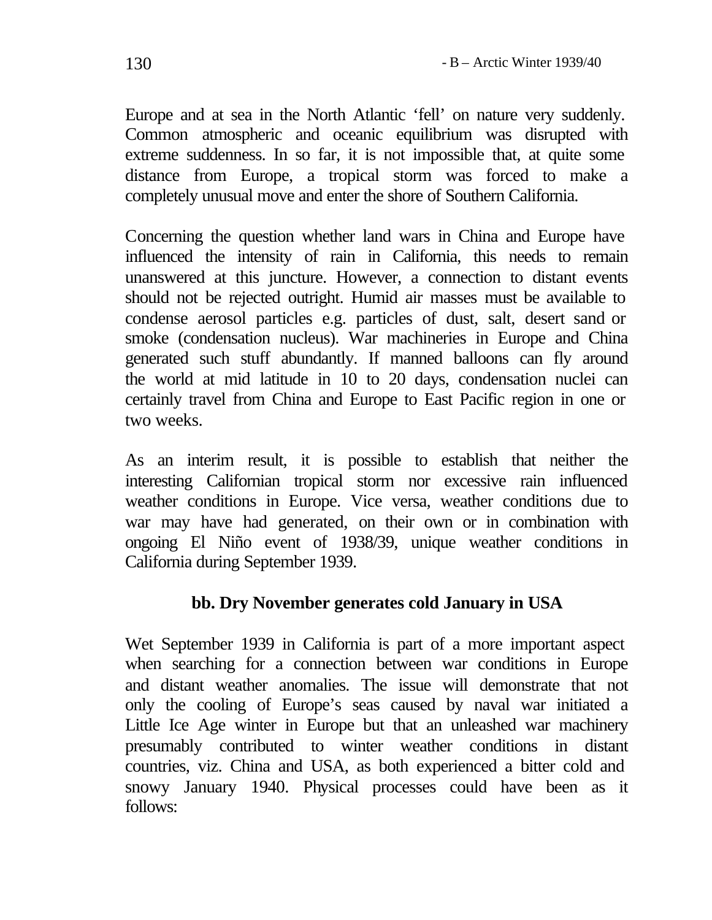Europe and at sea in the North Atlantic 'fell' on nature very suddenly. Common atmospheric and oceanic equilibrium was disrupted with extreme suddenness. In so far, it is not impossible that, at quite some distance from Europe, a tropical storm was forced to make a completely unusual move and enter the shore of Southern California.

Concerning the question whether land wars in China and Europe have influenced the intensity of rain in California, this needs to remain unanswered at this juncture. However, a connection to distant events should not be rejected outright. Humid air masses must be available to condense aerosol particles e.g. particles of dust, salt, desert sand or smoke (condensation nucleus). War machineries in Europe and China generated such stuff abundantly. If manned balloons can fly around the world at mid latitude in 10 to 20 days, condensation nuclei can certainly travel from China and Europe to East Pacific region in one or two weeks.

As an interim result, it is possible to establish that neither the interesting Californian tropical storm nor excessive rain influenced weather conditions in Europe. Vice versa, weather conditions due to war may have had generated, on their own or in combination with ongoing El Niño event of 1938/39, unique weather conditions in California during September 1939.

### bb. Dry November generates cold January in USA

Wet September 1939 in California is part of a more important aspect when searching for a connection between war conditions in Europe and distant weather anomalies. The issue will demonstrate that not only the cooling of Europe's seas caused by naval war initiated a Little Ice Age winter in Europe but that an unleashed war machinery presumably contributed to winter weather conditions in distant countries, viz. China and USA, as both experienced a bitter cold and snowy January 1940. Physical processes could have been as it follows: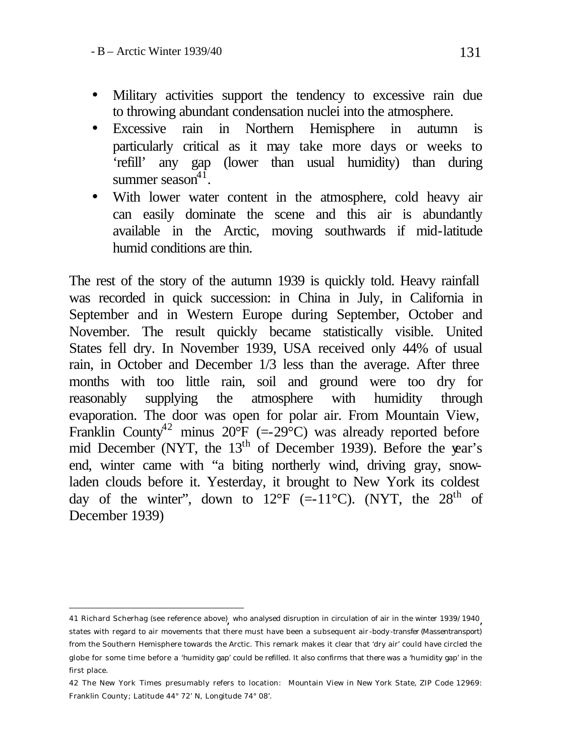- Military activities support the tendency to excessive rain due to throwing abundant condensation nuclei into the atmosphere.
- Excessive rain in Northern Hemisphere in autumn is particularly critical as it may take more days or weeks to 'refill' any gap (lower than usual humidity) than during summer season[41].
- With lower water content in the atmosphere, cold heavy air can easily dominate the scene and this air is abundantly available in the Arctic, moving southwards if mid-latitude humid conditions are thin.

The rest of the story of the autumn 1939 is quickly told. Heavy rainfall was recorded in quick succession: in China in July, in California in September and in Western Europe during September, October and November. The result quickly became statistically visible. United States fell dry. In November 1939, USA received only 44% of usual rain, in October and December 1/3 less than the average. After three months with too little rain, soil and ground were too dry for reasonably supplying the atmosphere with humidity through evaporation. The door was open for polar air. From Mountain View, Franklin County[42] minus 20°F (=-29°C) was already reported before mid December (NYT, the 13th of December 1939). Before the year's end, winter came with "a biting northerly wind, driving gray, snow-laden clouds before it. Yesterday, it brought to New York its coldest day of the winter", down to 12°F (=-11°C). (NYT, the 28th of December 1939)

---

41 Richard Scherhag (see reference above), who analysed disruption in circulation of air in the winter 1939/1940, states with regard to air movements that there must have been a subsequent air-body-transfer (Massentransport) from the Southern Hemisphere towards the Arctic. This remark makes it clear that 'dry air' could have circled the globe for some time before a 'humidity gap' could be refilled. It also confirms that there was a 'humidity gap' in the first place.

42 The New York Times presumably refers to location: Mountain View in New York State, ZIP Code 12969: Franklin County; Latitude 44° 72' N, Longitude 74° 08'.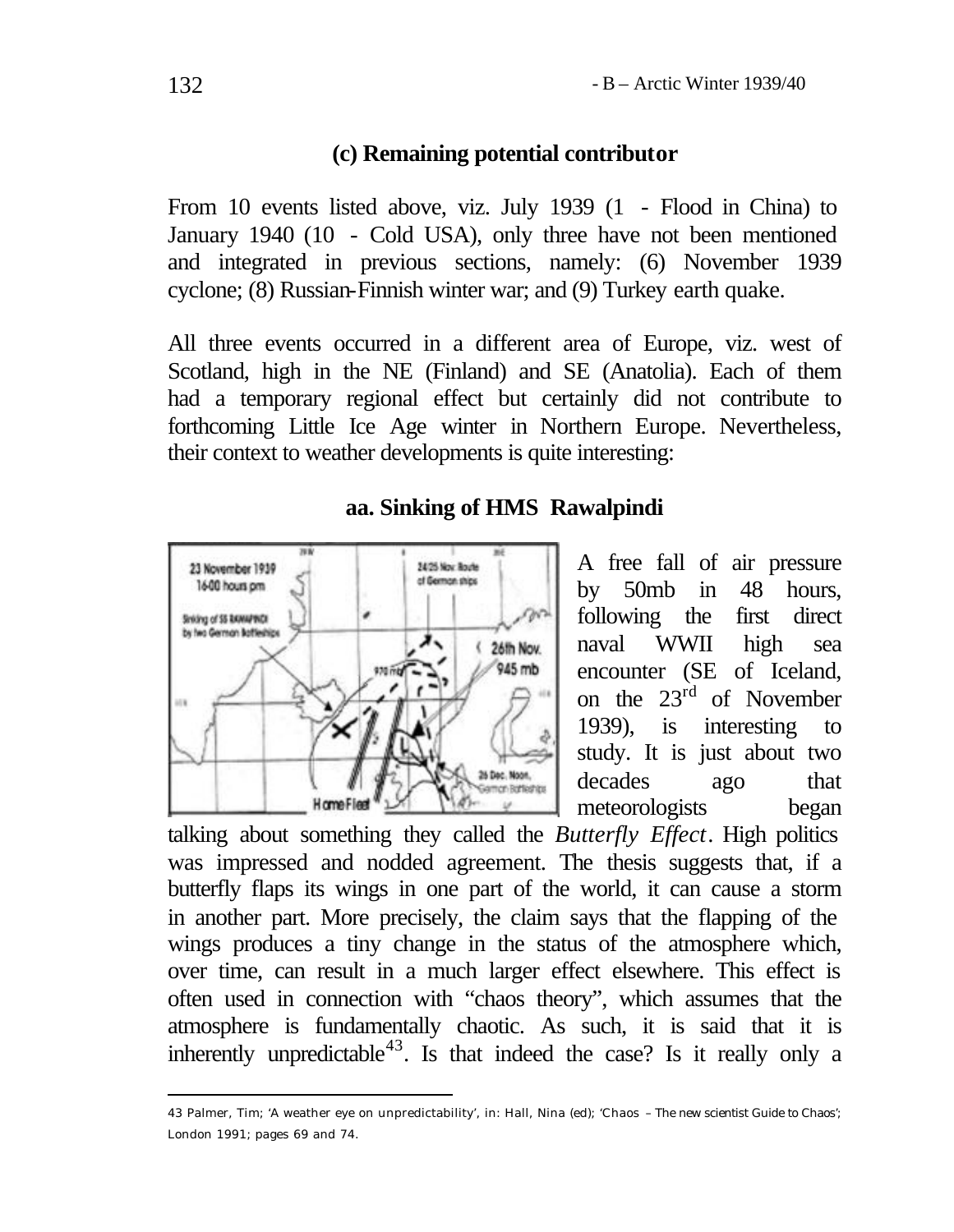### (c) Remaining potential contributor

From 10 events listed above, viz. July 1939 (1 - Flood in China) to January 1940 (10 - Cold USA), only three have not been mentioned and integrated in previous sections, namely: (6) November 1939 cyclone; (8) Russian-Finnish winter war; and (9) Turkey earth quake.

All three events occurred in a different area of Europe, viz. west of Scotland, high in the NE (Finland) and SE (Anatolia). Each of them had a temporary regional effect but certainly did not contribute to forthcoming Little Ice Age winter in Northern Europe. Nevertheless, their context to weather developments is quite interesting:

#### aa. Sinking of HMS Rawalpindi

A free fall of air pressure by 50mb in 48 hours, following the first direct naval WWII high sea encounter (SE of Iceland, on the 23rd of November 1939), is interesting to study. It is just about two decades ago that meteorologists began talking about something they called the *Butterfly Effect*. High politics was impressed and nodded agreement. The thesis suggests that, if a butterfly flaps its wings in one part of the world, it can cause a storm in another part. More precisely, the claim says that the flapping of the wings produces a tiny change in the status of the atmosphere which, over time, can result in a much larger effect elsewhere. This effect is often used in connection with "chaos theory", which assumes that the atmosphere is fundamentally chaotic. As such, it is said that it is inherently unpredictable[43]. Is that indeed the case? Is it really only a

---

43 Palmer, Tim; 'A weather eye on unpredictability', in: Hall, Nina (ed); 'Chaos – The new scientist Guide to Chaos'; London 1991; pages 69 and 74.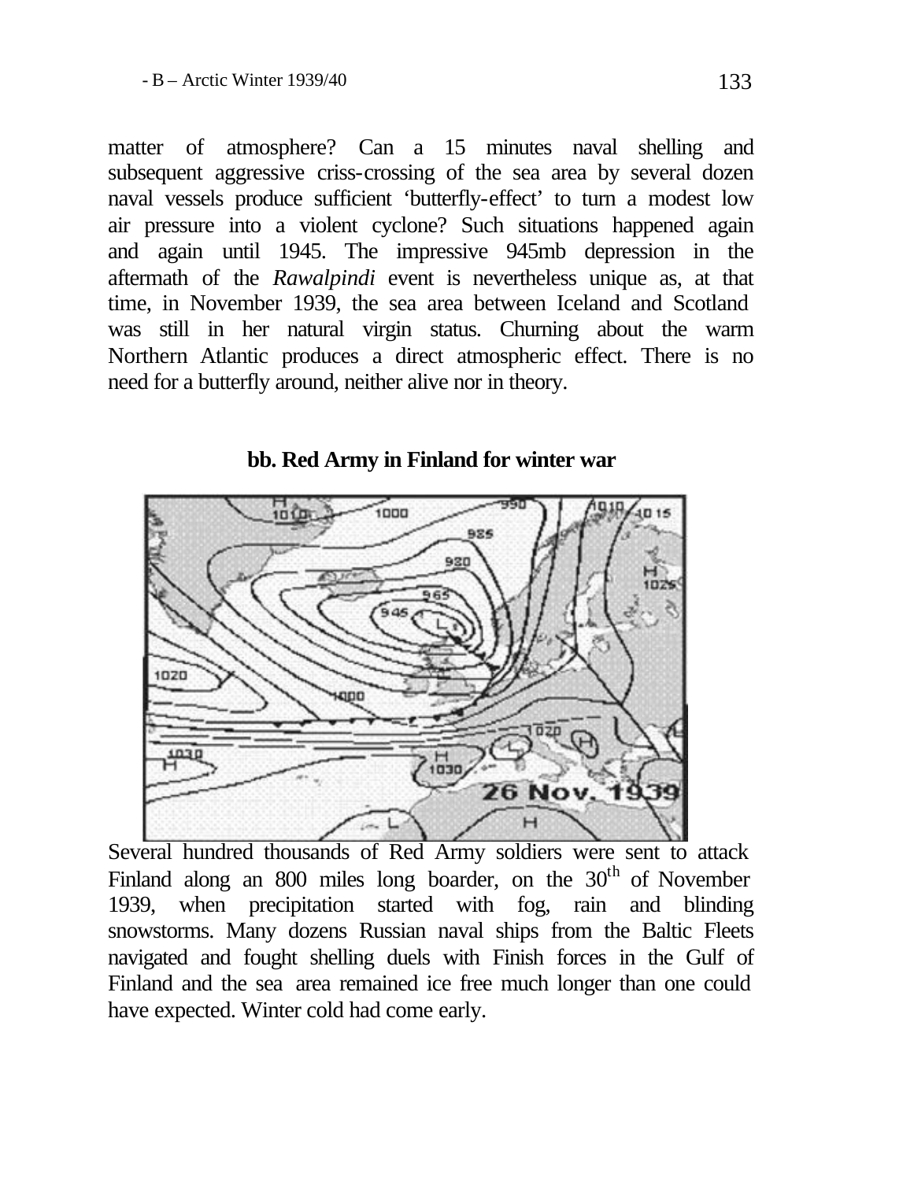matter of atmosphere? Can a 15 minutes naval shelling and subsequent aggressive criss-crossing of the sea area by several dozen naval vessels produce sufficient 'butterfly-effect' to turn a modest low air pressure into a violent cyclone? Such situations happened again and again until 1945. The impressive 945mb depression in the aftermath of the *Rawalpindi* event is nevertheless unique as, at that time, in November 1939, the sea area between Iceland and Scotland was still in her natural virgin status. Churning about the warm Northern Atlantic produces a direct atmospheric effect. There is no need for a butterfly around, neither alive nor in theory.

### bb. Red Army in Finland for winter war

Several hundred thousands of Red Army soldiers were sent to attack Finland along an 800 miles long boarder, on the 30th of November 1939, when precipitation started with fog, rain and blinding snowstorms. Many dozens Russian naval ships from the Baltic Fleets navigated and fought shelling duels with Finish forces in the Gulf of Finland and the sea area remained ice free much longer than one could have expected. Winter cold had come early.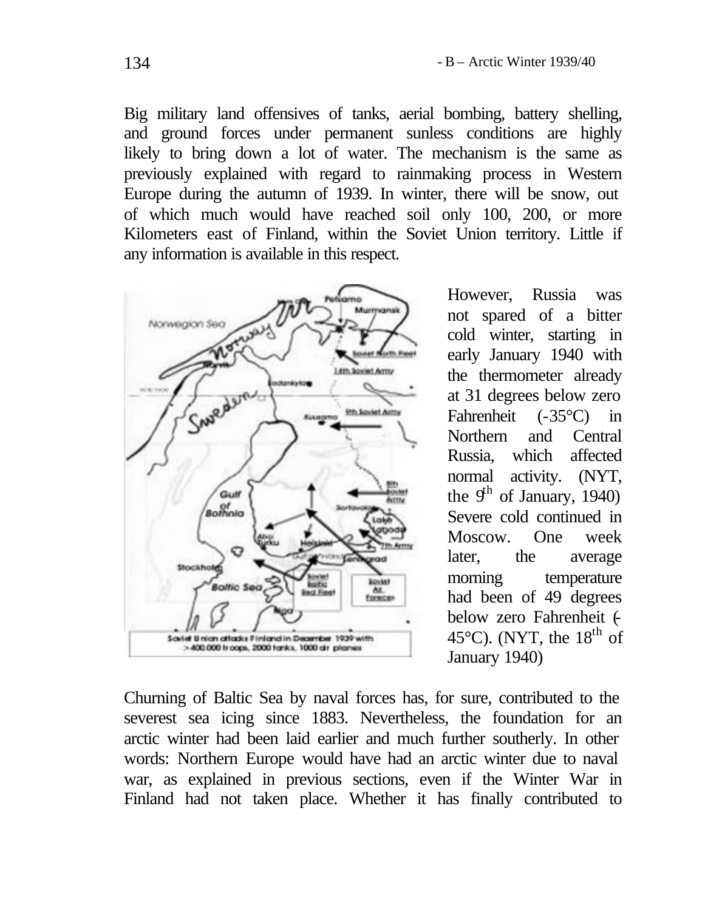Big military land offensives of tanks, aerial bombing, battery shelling, and ground forces under permanent sunless conditions are highly likely to bring down a lot of water. The mechanism is the same as previously explained with regard to rainmaking process in Western Europe during the autumn of 1939. In winter, there will be snow, out of which much would have reached soil only 100, 200, or more Kilometers east of Finland, within the Soviet Union territory. Little if any information is available in this respect.

Soviet Union attacks Finland in December 1939 with >400.000 troops, 2000 tanks, 1000 air planes

However, Russia was not spared of a bitter cold winter, starting in early January 1940 with the thermometer already at 31 degrees below zero Fahrenheit (-35°C) in Northern and Central Russia, which affected normal activity. (NYT, the 9th of January, 1940) Severe cold continued in Moscow. One week later, the average morning temperature had been of 49 degrees below zero Fahrenheit (-45°C). (NYT, the 18th of January 1940)

Churning of Baltic Sea by naval forces has, for sure, contributed to the severest sea icing since 1883. Nevertheless, the foundation for an arctic winter had been laid earlier and much further southerly. In other words: Northern Europe would have had an arctic winter due to naval war, as explained in previous sections, even if the Winter War in Finland had not taken place. Whether it has finally contributed to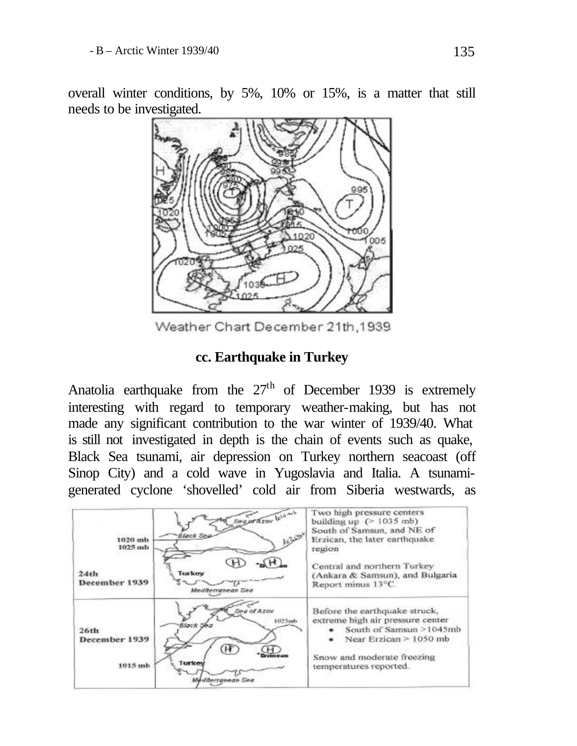overall winter conditions, by 5%, 10% or 15%, is a matter that still needs to be investigated.

Weather Chart December 21th,1939

### cc. Earthquake in Turkey

Anatolia earthquake from the 27th of December 1939 is extremely interesting with regard to temporary weather-making, but has not made any significant contribution to the war winter of 1939/40. What is still not investigated in depth is the chain of events such as quake, Black Sea tsunami, air depression on Turkey northern seacoast (off Sinop City) and a cold wave in Yugoslavia and Italia. A tsunami-generated cyclone 'shovelled' cold air from Siberia westwards, as

| 24th December 1939 (1020 mb, 1025 mb) | | Two high pressure centers building up (> 1035 mb) South of Samsun, and NE of Erzican, the later earthquake region<br><br>Central and northern Turkey (Ankara & Samsun), and Bulgaria Report minus 13°C. |
|---|---|---|
| 26th December 1939 (1015 mb) | | Before the earthquake struck, extreme high air pressure center<br>• South of Samsun >1045mb<br>• Near Erzican > 1050 mb<br><br>Snow and moderate freezing temperatures reported. |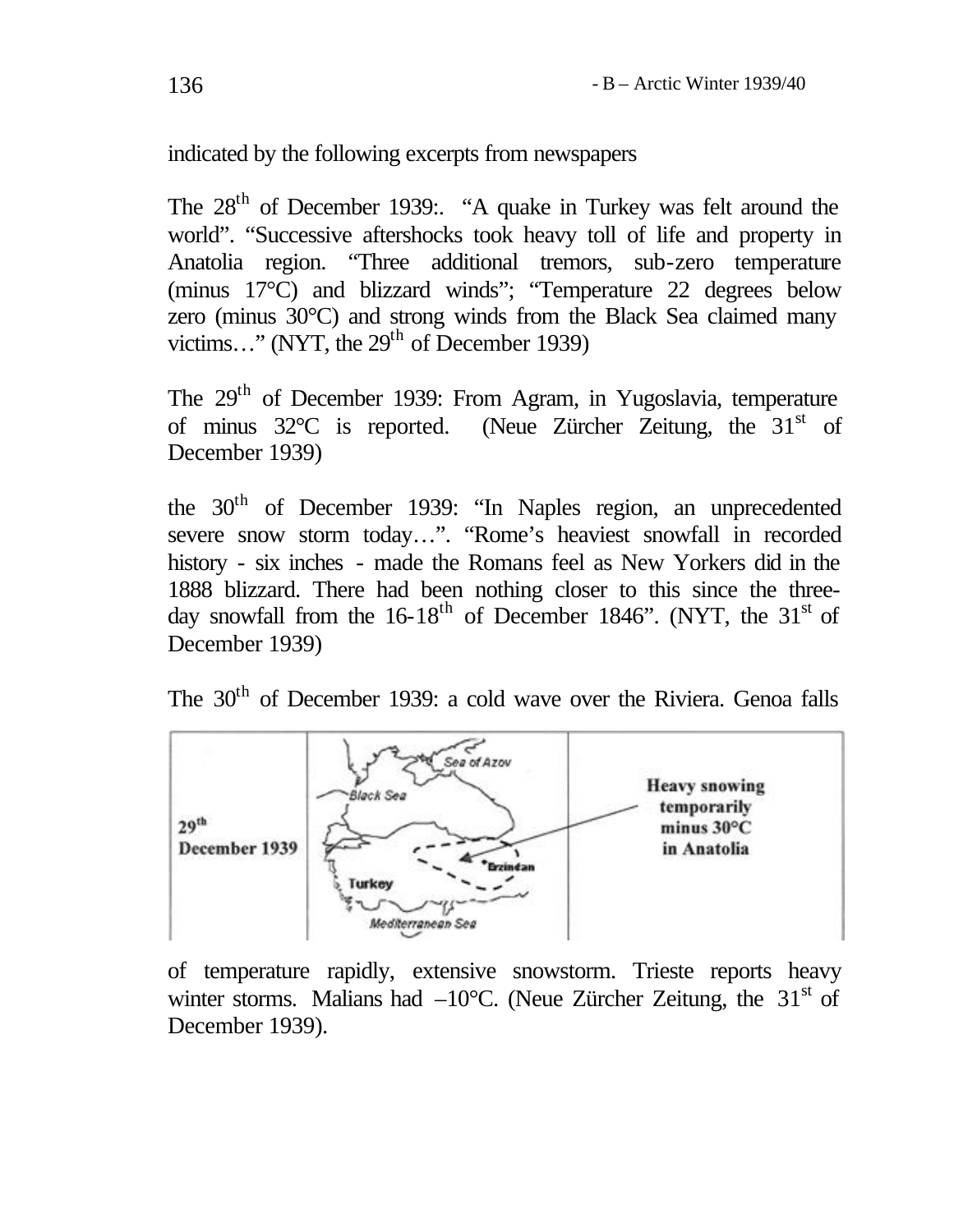indicated by the following excerpts from newspapers

The 28th of December 1939:. "A quake in Turkey was felt around the world". "Successive aftershocks took heavy toll of life and property in Anatolia region. "Three additional tremors, sub-zero temperature (minus 17°C) and blizzard winds"; "Temperature 22 degrees below zero (minus 30°C) and strong winds from the Black Sea claimed many victims…" (NYT, the 29th of December 1939)

The 29th of December 1939: From Agram, in Yugoslavia, temperature of minus 32°C is reported. (Neue Zürcher Zeitung, the 31st of December 1939)

the 30th of December 1939: "In Naples region, an unprecedented severe snow storm today…". "Rome's heaviest snowfall in recorded history - six inches - made the Romans feel as New Yorkers did in the 1888 blizzard. There had been nothing closer to this since the three-day snowfall from the 16-18th of December 1846". (NYT, the 31st of December 1939)

The 30th of December 1939: a cold wave over the Riviera. Genoa falls of temperature rapidly, extensive snowstorm. Trieste reports heavy winter storms. Malians had –10°C. (Neue Zürcher Zeitung, the 31st of December 1939).

| 29th December 1939 | Sea of Azov, Black Sea, Erzincan, Turkey, Mediterranean Sea | **Heavy snowing temporarily minus 30°C in Anatolia** |
|---|---|---|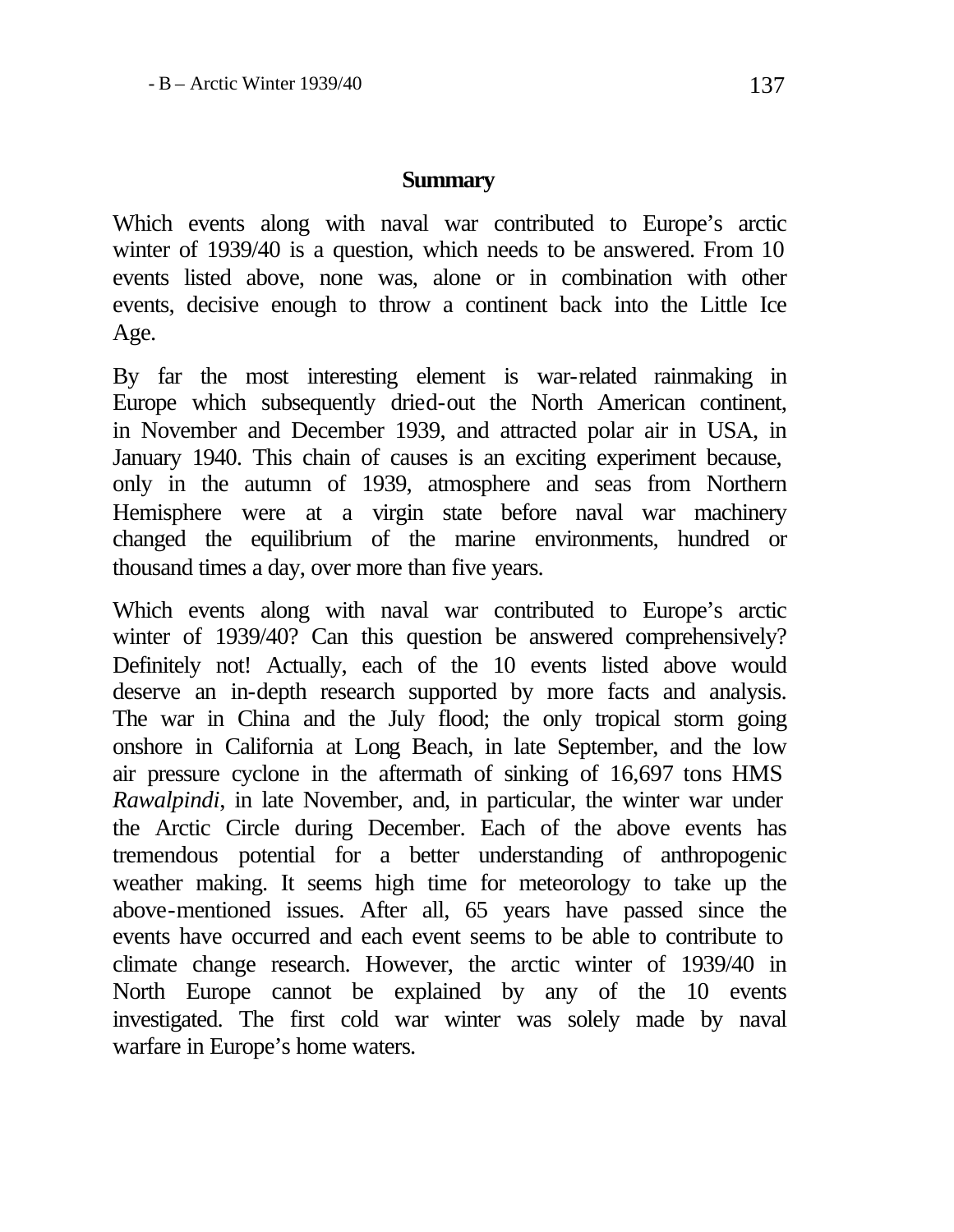## Summary

Which events along with naval war contributed to Europe's arctic winter of 1939/40 is a question, which needs to be answered. From 10 events listed above, none was, alone or in combination with other events, decisive enough to throw a continent back into the Little Ice Age.

By far the most interesting element is war-related rainmaking in Europe which subsequently dried-out the North American continent, in November and December 1939, and attracted polar air in USA, in January 1940. This chain of causes is an exciting experiment because, only in the autumn of 1939, atmosphere and seas from Northern Hemisphere were at a virgin state before naval war machinery changed the equilibrium of the marine environments, hundred or thousand times a day, over more than five years.

Which events along with naval war contributed to Europe's arctic winter of 1939/40? Can this question be answered comprehensively? Definitely not! Actually, each of the 10 events listed above would deserve an in-depth research supported by more facts and analysis. The war in China and the July flood; the only tropical storm going onshore in California at Long Beach, in late September, and the low air pressure cyclone in the aftermath of sinking of 16,697 tons HMS *Rawalpindi*, in late November, and, in particular, the winter war under the Arctic Circle during December. Each of the above events has tremendous potential for a better understanding of anthropogenic weather making. It seems high time for meteorology to take up the above-mentioned issues. After all, 65 years have passed since the events have occurred and each event seems to be able to contribute to climate change research. However, the arctic winter of 1939/40 in North Europe cannot be explained by any of the 10 events investigated. The first cold war winter was solely made by naval warfare in Europe's home waters.